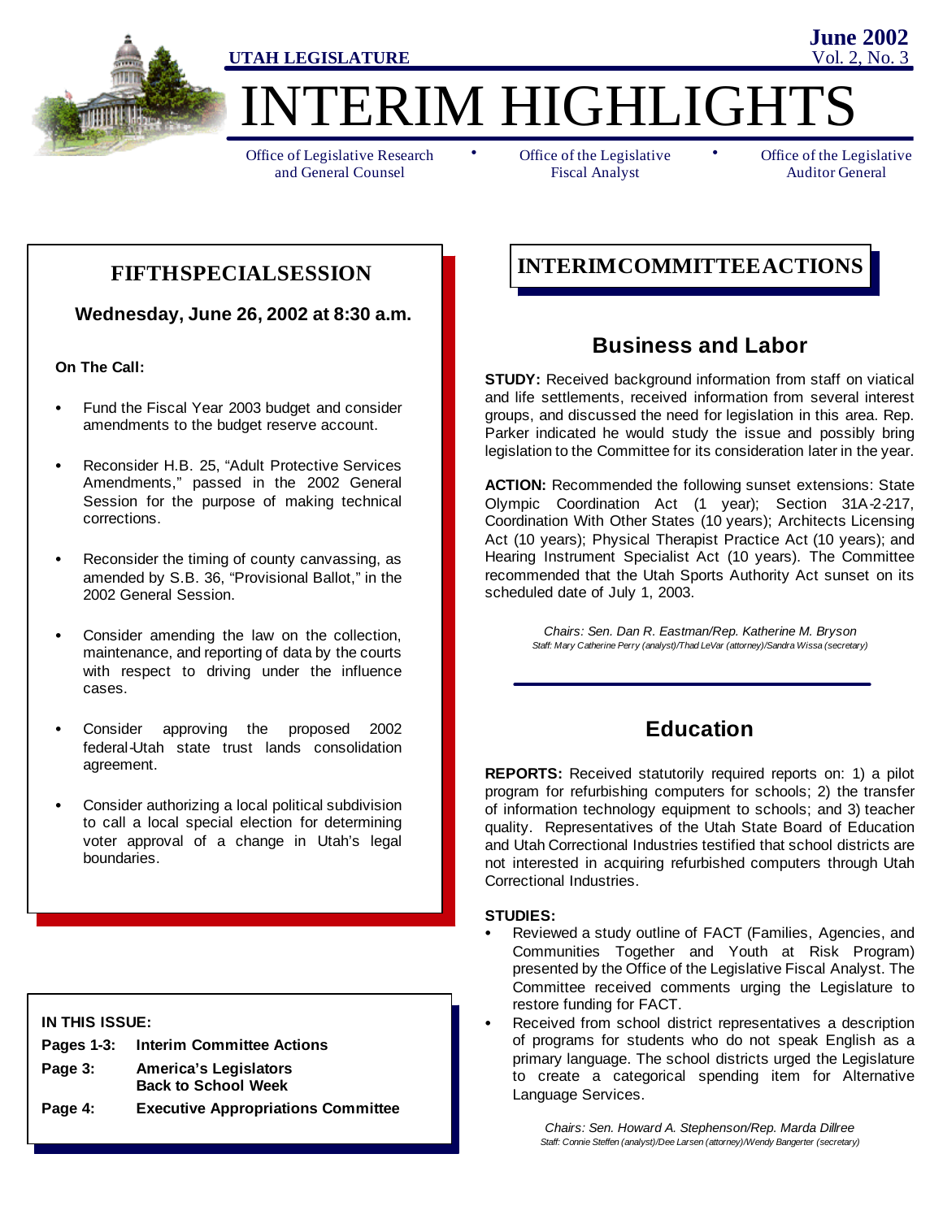UTAH LEGISLATURE

**June 2002**
Vol. 2, No. 3

# INTERIM HIGHLIGHTS

Office of Legislative Research and General Counsel • Office of the Legislative Fiscal Analyst • Office of the Legislative Auditor General

## FIFTH SPECIAL SESSION

**Wednesday, June 26, 2002 at 8:30 a.m.**

**On The Call:**

- Fund the Fiscal Year 2003 budget and consider amendments to the budget reserve account.
- Reconsider H.B. 25, "Adult Protective Services Amendments," passed in the 2002 General Session for the purpose of making technical corrections.
- Reconsider the timing of county canvassing, as amended by S.B. 36, "Provisional Ballot," in the 2002 General Session.
- Consider amending the law on the collection, maintenance, and reporting of data by the courts with respect to driving under the influence cases.
- Consider approving the proposed 2002 federal-Utah state trust lands consolidation agreement.
- Consider authorizing a local political subdivision to call a local special election for determining voter approval of a change in Utah's legal boundaries.

**IN THIS ISSUE:**

**Pages 1-3:** **Interim Committee Actions**
**Page 3:** **America's Legislators Back to School Week**
**Page 4:** **Executive Appropriations Committee**

## INTERIM COMMITTEE ACTIONS

### Business and Labor

**STUDY:** Received background information from staff on viatical and life settlements, received information from several interest groups, and discussed the need for legislation in this area. Rep. Parker indicated he would study the issue and possibly bring legislation to the Committee for its consideration later in the year.

**ACTION:** Recommended the following sunset extensions: State Olympic Coordination Act (1 year); Section 31A-2-217, Coordination With Other States (10 years); Architects Licensing Act (10 years); Physical Therapist Practice Act (10 years); and Hearing Instrument Specialist Act (10 years). The Committee recommended that the Utah Sports Authority Act sunset on its scheduled date of July 1, 2003.

*Chairs: Sen. Dan R. Eastman/Rep. Katherine M. Bryson*
*Staff: Mary Catherine Perry (analyst)/Thad LeVar (attorney)/Sandra Wissa (secretary)*

### Education

**REPORTS:** Received statutorily required reports on: 1) a pilot program for refurbishing computers for schools; 2) the transfer of information technology equipment to schools; and 3) teacher quality. Representatives of the Utah State Board of Education and Utah Correctional Industries testified that school districts are not interested in acquiring refurbished computers through Utah Correctional Industries.

**STUDIES:**

- Reviewed a study outline of FACT (Families, Agencies, and Communities Together and Youth at Risk Program) presented by the Office of the Legislative Fiscal Analyst. The Committee received comments urging the Legislature to restore funding for FACT.
- Received from school district representatives a description of programs for students who do not speak English as a primary language. The school districts urged the Legislature to create a categorical spending item for Alternative Language Services.

*Chairs: Sen. Howard A. Stephenson/Rep. Marda Dillree*
*Staff: Connie Steffen (analyst)/Dee Larsen (attorney)/Wendy Bangerter (secretary)*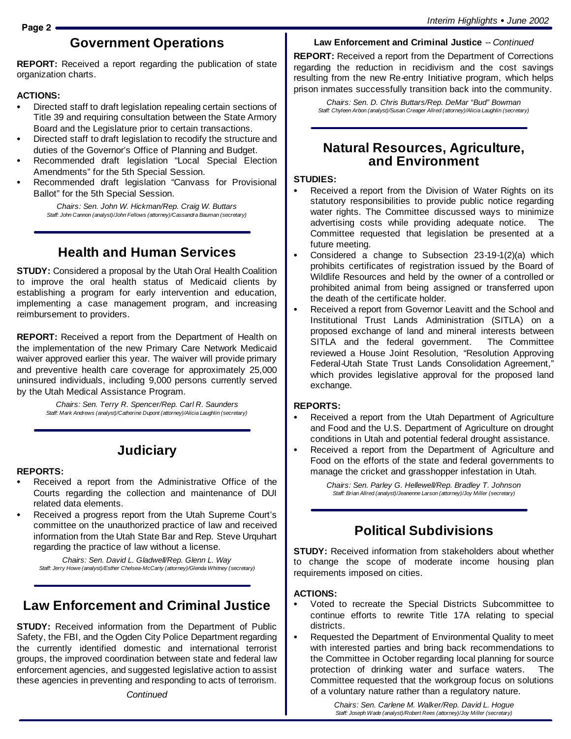## Government Operations

**REPORT:** Received a report regarding the publication of state organization charts.

**ACTIONS:**

- Directed staff to draft legislation repealing certain sections of Title 39 and requiring consultation between the State Armory Board and the Legislature prior to certain transactions.
- Directed staff to draft legislation to recodify the structure and duties of the Governor's Office of Planning and Budget.
- Recommended draft legislation "Local Special Election Amendments" for the 5th Special Session.
- Recommended draft legislation "Canvass for Provisional Ballot" for the 5th Special Session.

*Chairs: Sen. John W. Hickman/Rep. Craig W. Buttars*
*Staff: John Cannon (analyst)/John Fellows (attorney)/Cassandra Bauman (secretary)*

## Health and Human Services

**STUDY:** Considered a proposal by the Utah Oral Health Coalition to improve the oral health status of Medicaid clients by establishing a program for early intervention and education, implementing a case management program, and increasing reimbursement to providers.

**REPORT:** Received a report from the Department of Health on the implementation of the new Primary Care Network Medicaid waiver approved earlier this year. The waiver will provide primary and preventive health care coverage for approximately 25,000 uninsured individuals, including 9,000 persons currently served by the Utah Medical Assistance Program.

*Chairs: Sen. Terry R. Spencer/Rep. Carl R. Saunders*
*Staff: Mark Andrews (analyst)/Catherine Dupont (attorney)/Alicia Laughlin (secretary)*

## Judiciary

**REPORTS:**

- Received a report from the Administrative Office of the Courts regarding the collection and maintenance of DUI related data elements.
- Received a progress report from the Utah Supreme Court's committee on the unauthorized practice of law and received information from the Utah State Bar and Rep. Steve Urquhart regarding the practice of law without a license.

*Chairs: Sen. David L. Gladwell/Rep. Glenn L. Way*
*Staff: Jerry Howe (analyst)/Esther Chelsea-McCarty (attorney)/Glenda Whitney (secretary)*

## Law Enforcement and Criminal Justice

**STUDY:** Received information from the Department of Public Safety, the FBI, and the Ogden City Police Department regarding the currently identified domestic and international terrorist groups, the improved coordination between state and federal law enforcement agencies, and suggested legislative action to assist these agencies in preventing and responding to acts of terrorism.

**REPORT:** Received a report from the Department of Corrections regarding the reduction in recidivism and the cost savings resulting from the new Re-entry Initiative program, which helps prison inmates successfully transition back into the community.

*Chairs: Sen. D. Chris Buttars/Rep. DeMar "Bud" Bowman*
*Staff: Chyleen Arbon (analyst)/Susan Creager Allred (attorney)/Alicia Laughlin (secretary)*

## Natural Resources, Agriculture, and Environment

**STUDIES:**

- Received a report from the Division of Water Rights on its statutory responsibilities to provide public notice regarding water rights. The Committee discussed ways to minimize advertising costs while providing adequate notice. The Committee requested that legislation be presented at a future meeting.
- Considered a change to Subsection 23-19-1(2)(a) which prohibits certificates of registration issued by the Board of Wildlife Resources and held by the owner of a controlled or prohibited animal from being assigned or transferred upon the death of the certificate holder.
- Received a report from Governor Leavitt and the School and Institutional Trust Lands Administration (SITLA) on a proposed exchange of land and mineral interests between SITLA and the federal government. The Committee reviewed a House Joint Resolution, "Resolution Approving Federal-Utah State Trust Lands Consolidation Agreement," which provides legislative approval for the proposed land exchange.

**REPORTS:**

- Received a report from the Utah Department of Agriculture and Food and the U.S. Department of Agriculture on drought conditions in Utah and potential federal drought assistance.
- Received a report from the Department of Agriculture and Food on the efforts of the state and federal governments to manage the cricket and grasshopper infestation in Utah.

*Chairs: Sen. Parley G. Hellewell/Rep. Bradley T. Johnson*
*Staff: Brian Allred (analyst)/Jeanenne Larson (attorney)/Joy Miller (secretary)*

## Political Subdivisions

**STUDY:** Received information from stakeholders about whether to change the scope of moderate income housing plan requirements imposed on cities.

**ACTIONS:**

- Voted to recreate the Special Districts Subcommittee to continue efforts to rewrite Title 17A relating to special districts.
- Requested the Department of Environmental Quality to meet with interested parties and bring back recommendations to the Committee in October regarding local planning for source protection of drinking water and surface waters. The Committee requested that the workgroup focus on solutions of a voluntary nature rather than a regulatory nature.

*Chairs: Sen. Carlene M. Walker/Rep. David L. Hogue*
*Staff: Joseph Wade (analyst)/Robert Rees (attorney)/Joy Miller (secretary)*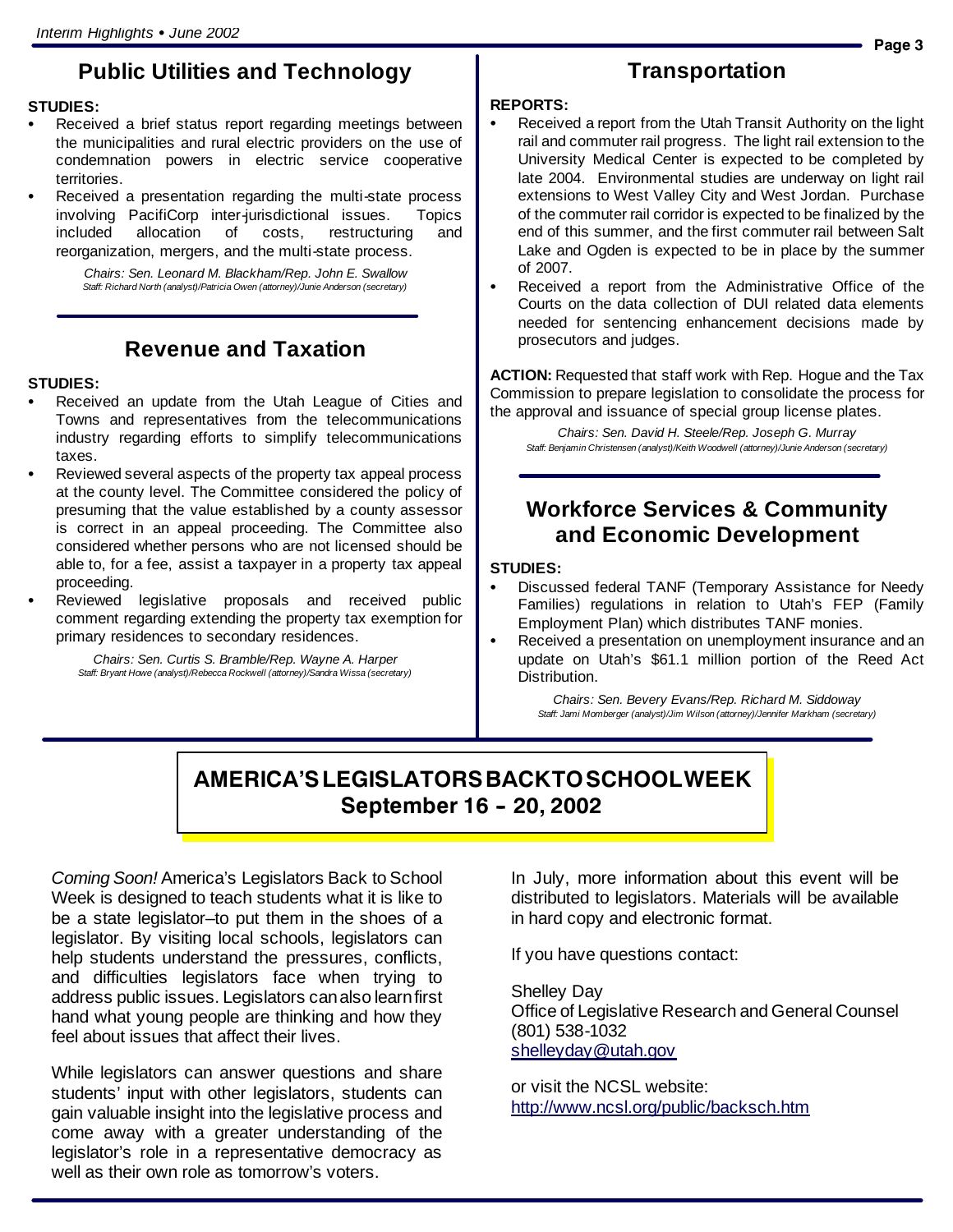## Public Utilities and Technology

**STUDIES:**

- Received a brief status report regarding meetings between the municipalities and rural electric providers on the use of condemnation powers in electric service cooperative territories.
- Received a presentation regarding the multi-state process involving PacifiCorp inter-jurisdictional issues. Topics included allocation of costs, restructuring and reorganization, mergers, and the multi-state process.

*Chairs: Sen. Leonard M. Blackham/Rep. John E. Swallow*
*Staff: Richard North (analyst)/Patricia Owen (attorney)/Junie Anderson (secretary)*

## Revenue and Taxation

**STUDIES:**

- Received an update from the Utah League of Cities and Towns and representatives from the telecommunications industry regarding efforts to simplify telecommunications taxes.
- Reviewed several aspects of the property tax appeal process at the county level. The Committee considered the policy of presuming that the value established by a county assessor is correct in an appeal proceeding. The Committee also considered whether persons who are not licensed should be able to, for a fee, assist a taxpayer in a property tax appeal proceeding.
- Reviewed legislative proposals and received public comment regarding extending the property tax exemption for primary residences to secondary residences.

*Chairs: Sen. Curtis S. Bramble/Rep. Wayne A. Harper*
*Staff: Bryant Howe (analyst)/Rebecca Rockwell (attorney)/Sandra Wissa (secretary)*

## Transportation

**REPORTS:**

- Received a report from the Utah Transit Authority on the light rail and commuter rail progress. The light rail extension to the University Medical Center is expected to be completed by late 2004. Environmental studies are underway on light rail extensions to West Valley City and West Jordan. Purchase of the commuter rail corridor is expected to be finalized by the end of this summer, and the first commuter rail between Salt Lake and Ogden is expected to be in place by the summer of 2007.
- Received a report from the Administrative Office of the Courts on the data collection of DUI related data elements needed for sentencing enhancement decisions made by prosecutors and judges.

**ACTION:** Requested that staff work with Rep. Hogue and the Tax Commission to prepare legislation to consolidate the process for the approval and issuance of special group license plates.

*Chairs: Sen. David H. Steele/Rep. Joseph G. Murray*
*Staff: Benjamin Christensen (analyst)/Keith Woodwell (attorney)/Junie Anderson (secretary)*

## Workforce Services & Community and Economic Development

**STUDIES:**

- Discussed federal TANF (Temporary Assistance for Needy Families) regulations in relation to Utah's FEP (Family Employment Plan) which distributes TANF monies.
- Received a presentation on unemployment insurance and an update on Utah's $61.1 million portion of the Reed Act Distribution.

*Chairs: Sen. Bevery Evans/Rep. Richard M. Siddoway*
*Staff: Jami Momberger (analyst)/Jim Wilson (attorney)/Jennifer Markham (secretary)*

## AMERICA'S LEGISLATORS BACK TO SCHOOL WEEK
## September 16 – 20, 2002

*Coming Soon!* America's Legislators Back to School Week is designed to teach students what it is like to be a state legislator–to put them in the shoes of a legislator. By visiting local schools, legislators can help students understand the pressures, conflicts, and difficulties legislators face when trying to address public issues. Legislators can also learn first hand what young people are thinking and how they feel about issues that affect their lives.

While legislators can answer questions and share students' input with other legislators, students can gain valuable insight into the legislative process and come away with a greater understanding of the legislator's role in a representative democracy as well as their own role as tomorrow's voters.

In July, more information about this event will be distributed to legislators. Materials will be available in hard copy and electronic format.

If you have questions contact:

Shelley Day
Office of Legislative Research and General Counsel
(801) 538-1032
shelleyday@utah.gov

or visit the NCSL website:
http://www.ncsl.org/public/backsch.htm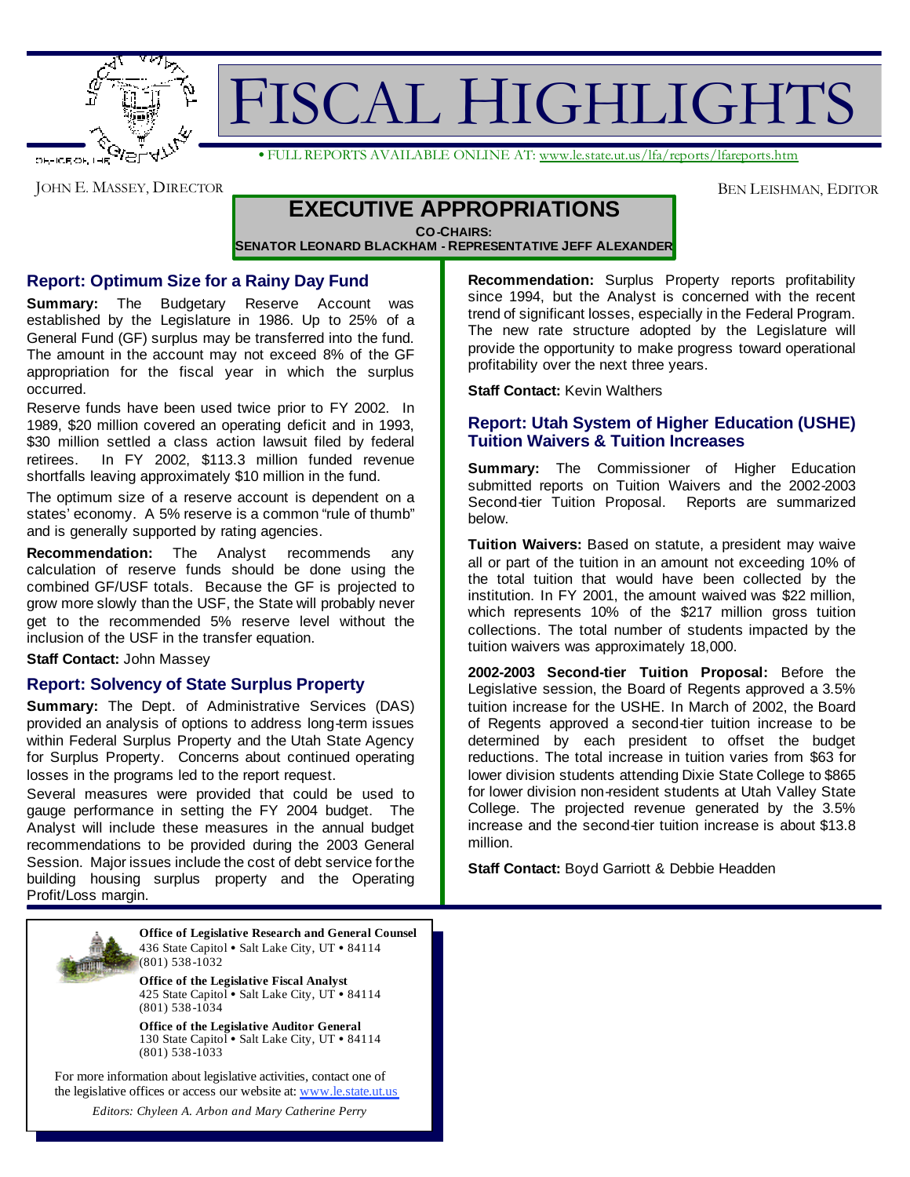# FISCAL HIGHLIGHTS

• FULL REPORTS AVAILABLE ONLINE AT: www.le.state.ut.us/lfa/reports/lfareports.htm

JOHN E. MASSEY, DIRECTOR

BEN LEISHMAN, EDITOR

## EXECUTIVE APPROPRIATIONS

**CO-CHAIRS:**
**SENATOR LEONARD BLACKHAM - REPRESENTATIVE JEFF ALEXANDER**

### Report: Optimum Size for a Rainy Day Fund

**Summary:** The Budgetary Reserve Account was established by the Legislature in 1986. Up to 25% of a General Fund (GF) surplus may be transferred into the fund. The amount in the account may not exceed 8% of the GF appropriation for the fiscal year in which the surplus occurred.

Reserve funds have been used twice prior to FY 2002. In 1989, $20 million covered an operating deficit and in 1993, $30 million settled a class action lawsuit filed by federal retirees. In FY 2002, $113.3 million funded revenue shortfalls leaving approximately $10 million in the fund.

The optimum size of a reserve account is dependent on a states' economy. A 5% reserve is a common "rule of thumb" and is generally supported by rating agencies.

**Recommendation:** The Analyst recommends any calculation of reserve funds should be done using the combined GF/USF totals. Because the GF is projected to grow more slowly than the USF, the State will probably never get to the recommended 5% reserve level without the inclusion of the USF in the transfer equation.

**Staff Contact:** John Massey

### Report: Solvency of State Surplus Property

**Summary:** The Dept. of Administrative Services (DAS) provided an analysis of options to address long-term issues within Federal Surplus Property and the Utah State Agency for Surplus Property. Concerns about continued operating losses in the programs led to the report request.

Several measures were provided that could be used to gauge performance in setting the FY 2004 budget. The Analyst will include these measures in the annual budget recommendations to be provided during the 2003 General Session. Major issues include the cost of debt service for the building housing surplus property and the Operating Profit/Loss margin.

**Recommendation:** Surplus Property reports profitability since 1994, but the Analyst is concerned with the recent trend of significant losses, especially in the Federal Program. The new rate structure adopted by the Legislature will provide the opportunity to make progress toward operational profitability over the next three years.

**Staff Contact:** Kevin Walthers

### Report: Utah System of Higher Education (USHE) Tuition Waivers & Tuition Increases

**Summary:** The Commissioner of Higher Education submitted reports on Tuition Waivers and the 2002-2003 Second-tier Tuition Proposal. Reports are summarized below.

**Tuition Waivers:** Based on statute, a president may waive all or part of the tuition in an amount not exceeding 10% of the total tuition that would have been collected by the institution. In FY 2001, the amount waived was $22 million, which represents 10% of the $217 million gross tuition collections. The total number of students impacted by the tuition waivers was approximately 18,000.

**2002-2003 Second-tier Tuition Proposal:** Before the Legislative session, the Board of Regents approved a 3.5% tuition increase for the USHE. In March of 2002, the Board of Regents approved a second-tier tuition increase to be determined by each president to offset the budget reductions. The total increase in tuition varies from $63 for lower division students attending Dixie State College to $865 for lower division non-resident students at Utah Valley State College. The projected revenue generated by the 3.5% increase and the second-tier tuition increase is about $13.8 million.

**Staff Contact:** Boyd Garriott & Debbie Headden

---

**Office of Legislative Research and General Counsel**
436 State Capitol • Salt Lake City, UT • 84114
(801) 538-1032

**Office of the Legislative Fiscal Analyst**
425 State Capitol • Salt Lake City, UT • 84114
(801) 538-1034

**Office of the Legislative Auditor General**
130 State Capitol • Salt Lake City, UT • 84114
(801) 538-1033

For more information about legislative activities, contact one of the legislative offices or access our website at: www.le.state.ut.us

*Editors: Chyleen A. Arbon and Mary Catherine Perry*